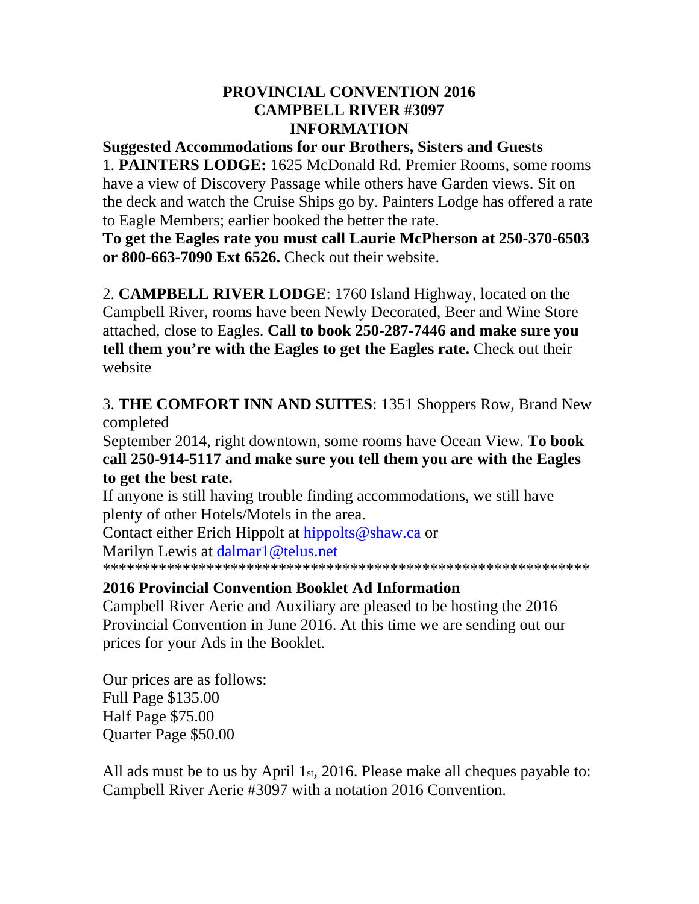# PROVINCIAL CONVENTION 2016
# CAMPBELL RIVER #3097
# INFORMATION

**Suggested Accommodations for our Brothers, Sisters and Guests**

1. **PAINTERS LODGE:** 1625 McDonald Rd. Premier Rooms, some rooms have a view of Discovery Passage while others have Garden views. Sit on the deck and watch the Cruise Ships go by. Painters Lodge has offered a rate to Eagle Members; earlier booked the better the rate.
**To get the Eagles rate you must call Laurie McPherson at 250-370-6503 or 800-663-7090 Ext 6526.** Check out their website.

2. **CAMPBELL RIVER LODGE**: 1760 Island Highway, located on the Campbell River, rooms have been Newly Decorated, Beer and Wine Store attached, close to Eagles. **Call to book 250-287-7446 and make sure you tell them you're with the Eagles to get the Eagles rate.** Check out their website

3. **THE COMFORT INN AND SUITES**: 1351 Shoppers Row, Brand New completed
September 2014, right downtown, some rooms have Ocean View. **To book call 250-914-5117 and make sure you tell them you are with the Eagles to get the best rate.**

If anyone is still having trouble finding accommodations, we still have plenty of other Hotels/Motels in the area.
Contact either Erich Hippolt at hippolts@shaw.ca or
Marilyn Lewis at dalmar1@telus.net

************************************************************

**2016 Provincial Convention Booklet Ad Information**

Campbell River Aerie and Auxiliary are pleased to be hosting the 2016 Provincial Convention in June 2016. At this time we are sending out our prices for your Ads in the Booklet.

Our prices are as follows:
Full Page $135.00
Half Page $75.00
Quarter Page $50.00

All ads must be to us by April 1st, 2016. Please make all cheques payable to: Campbell River Aerie #3097 with a notation 2016 Convention.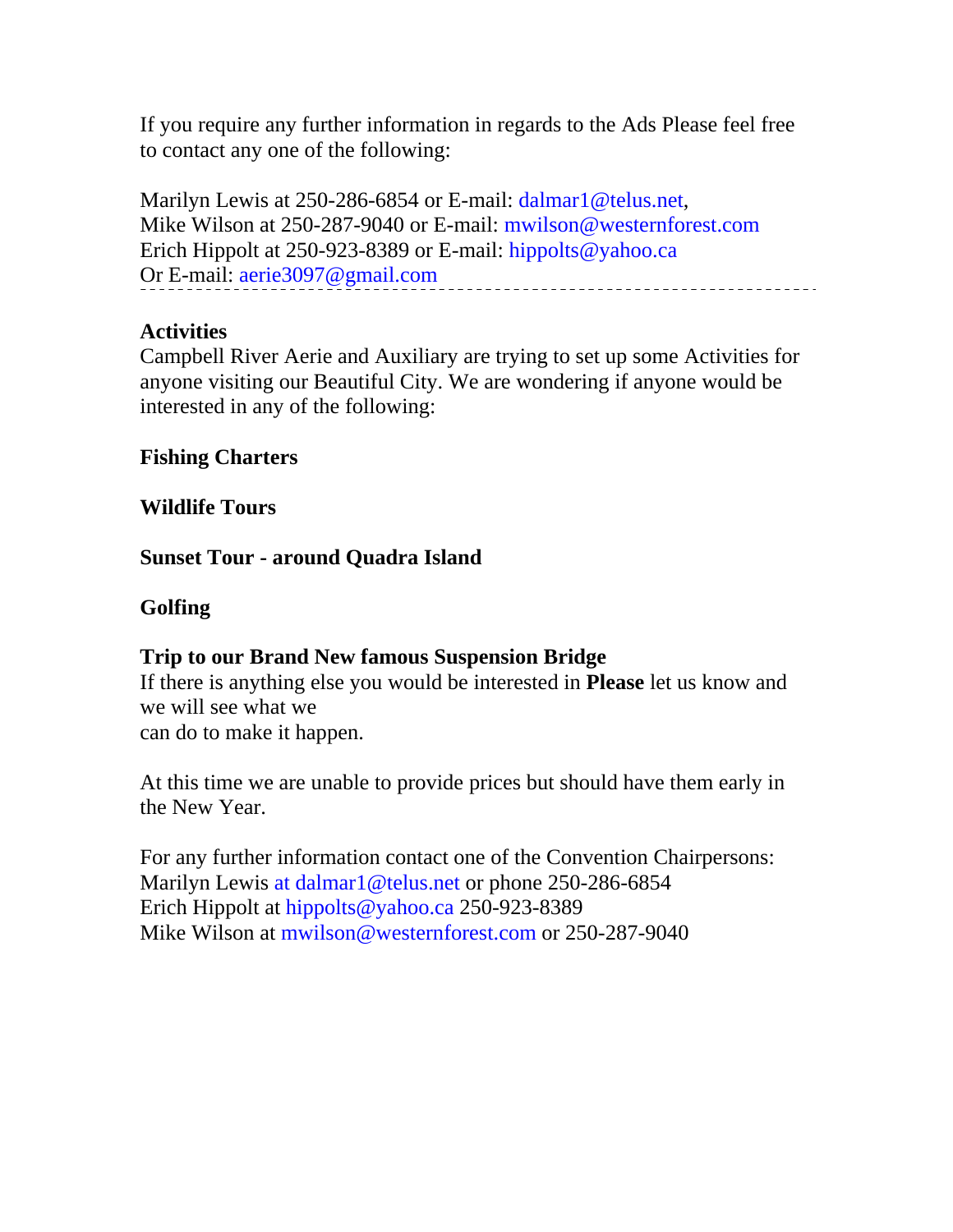If you require any further information in regards to the Ads Please feel free to contact any one of the following:

Marilyn Lewis at 250-286-6854 or E-mail: dalmar1@telus.net,
Mike Wilson at 250-287-9040 or E-mail: mwilson@westernforest.com
Erich Hippolt at 250-923-8389 or E-mail: hippolts@yahoo.ca
Or E-mail: aerie3097@gmail.com

---

**Activities**
Campbell River Aerie and Auxiliary are trying to set up some Activities for anyone visiting our Beautiful City. We are wondering if anyone would be interested in any of the following:

**Fishing Charters**

**Wildlife Tours**

**Sunset Tour - around Quadra Island**

**Golfing**

**Trip to our Brand New famous Suspension Bridge**
If there is anything else you would be interested in **Please** let us know and we will see what we
can do to make it happen.

At this time we are unable to provide prices but should have them early in the New Year.

For any further information contact one of the Convention Chairpersons:
Marilyn Lewis at dalmar1@telus.net or phone 250-286-6854
Erich Hippolt at hippolts@yahoo.ca 250-923-8389
Mike Wilson at mwilson@westernforest.com or 250-287-9040